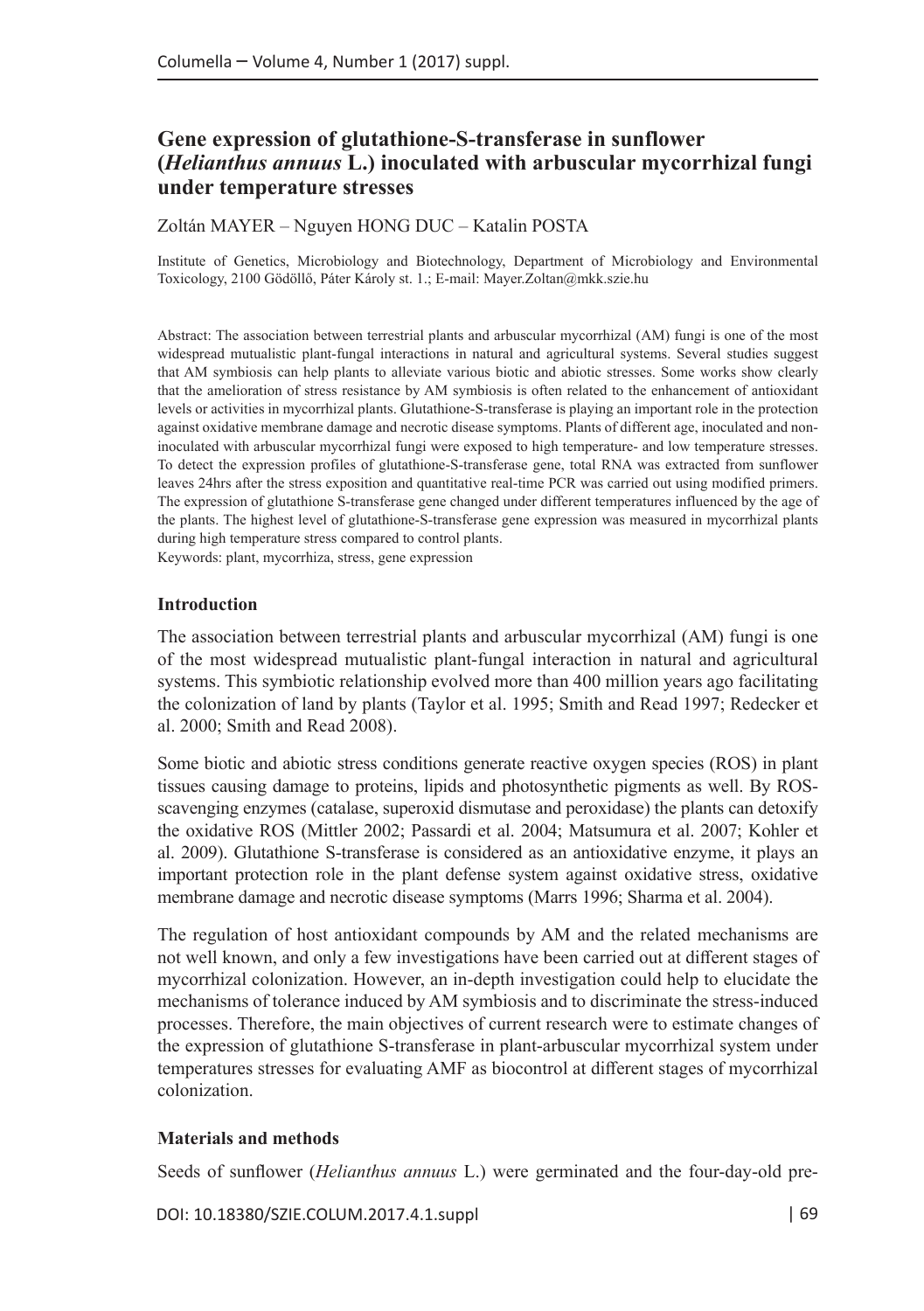# Gene expression of glutathione-S-transferase in sunflower (*Helianthus annuus* L.) inoculated with arbuscular mycorrhizal fungi under temperature stresses

Zoltán MAYER – Nguyen HONG DUC – Katalin POSTA

Institute of Genetics, Microbiology and Biotechnology, Department of Microbiology and Environmental Toxicology, 2100 Gödöllő, Páter Károly st. 1.; E-mail: Mayer.Zoltan@mkk.szie.hu

Abstract: The association between terrestrial plants and arbuscular mycorrhizal (AM) fungi is one of the most widespread mutualistic plant-fungal interactions in natural and agricultural systems. Several studies suggest that AM symbiosis can help plants to alleviate various biotic and abiotic stresses. Some works show clearly that the amelioration of stress resistance by AM symbiosis is often related to the enhancement of antioxidant levels or activities in mycorrhizal plants. Glutathione-S-transferase is playing an important role in the protection against oxidative membrane damage and necrotic disease symptoms. Plants of different age, inoculated and non-inoculated with arbuscular mycorrhizal fungi were exposed to high temperature- and low temperature stresses. To detect the expression profiles of glutathione-S-transferase gene, total RNA was extracted from sunflower leaves 24hrs after the stress exposition and quantitative real-time PCR was carried out using modified primers. The expression of glutathione S-transferase gene changed under different temperatures influenced by the age of the plants. The highest level of glutathione-S-transferase gene expression was measured in mycorrhizal plants during high temperature stress compared to control plants.

Keywords: plant, mycorrhiza, stress, gene expression

## Introduction

The association between terrestrial plants and arbuscular mycorrhizal (AM) fungi is one of the most widespread mutualistic plant-fungal interaction in natural and agricultural systems. This symbiotic relationship evolved more than 400 million years ago facilitating the colonization of land by plants (Taylor et al. 1995; Smith and Read 1997; Redecker et al. 2000; Smith and Read 2008).

Some biotic and abiotic stress conditions generate reactive oxygen species (ROS) in plant tissues causing damage to proteins, lipids and photosynthetic pigments as well. By ROS-scavenging enzymes (catalase, superoxid dismutase and peroxidase) the plants can detoxify the oxidative ROS (Mittler 2002; Passardi et al. 2004; Matsumura et al. 2007; Kohler et al. 2009). Glutathione S-transferase is considered as an antioxidative enzyme, it plays an important protection role in the plant defense system against oxidative stress, oxidative membrane damage and necrotic disease symptoms (Marrs 1996; Sharma et al. 2004).

The regulation of host antioxidant compounds by AM and the related mechanisms are not well known, and only a few investigations have been carried out at different stages of mycorrhizal colonization. However, an in-depth investigation could help to elucidate the mechanisms of tolerance induced by AM symbiosis and to discriminate the stress-induced processes. Therefore, the main objectives of current research were to estimate changes of the expression of glutathione S-transferase in plant-arbuscular mycorrhizal system under temperatures stresses for evaluating AMF as biocontrol at different stages of mycorrhizal colonization.

## Materials and methods

Seeds of sunflower (*Helianthus annuus* L.) were germinated and the four-day-old pre-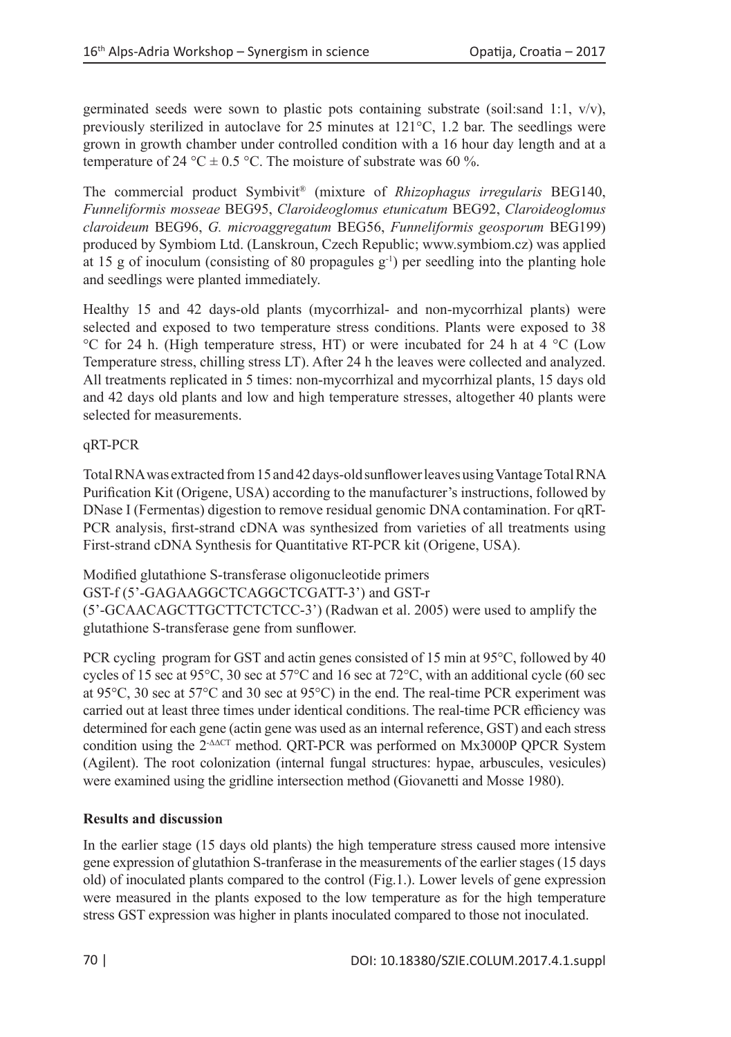germinated seeds were sown to plastic pots containing substrate (soil:sand 1:1, v/v), previously sterilized in autoclave for 25 minutes at 121°C, 1.2 bar. The seedlings were grown in growth chamber under controlled condition with a 16 hour day length and at a temperature of 24 °C ± 0.5 °C. The moisture of substrate was 60 %.

The commercial product Symbivit® (mixture of *Rhizophagus irregularis* BEG140, *Funneliformis mosseae* BEG95, *Claroideoglomus etunicatum* BEG92, *Claroideoglomus claroideum* BEG96, *G. microaggregatum* BEG56, *Funneliformis geosporum* BEG199) produced by Symbiom Ltd. (Lanskroun, Czech Republic; www.symbiom.cz) was applied at 15 g of inoculum (consisting of 80 propagules $g^{-1}$) per seedling into the planting hole and seedlings were planted immediately.

Healthy 15 and 42 days-old plants (mycorrhizal- and non-mycorrhizal plants) were selected and exposed to two temperature stress conditions. Plants were exposed to 38 °C for 24 h. (High temperature stress, HT) or were incubated for 24 h at 4 °C (Low Temperature stress, chilling stress LT). After 24 h the leaves were collected and analyzed. All treatments replicated in 5 times: non-mycorrhizal and mycorrhizal plants, 15 days old and 42 days old plants and low and high temperature stresses, altogether 40 plants were selected for measurements.

qRT-PCR

Total RNA was extracted from 15 and 42 days-old sunflower leaves using Vantage Total RNA Purification Kit (Origene, USA) according to the manufacturer's instructions, followed by DNase I (Fermentas) digestion to remove residual genomic DNA contamination. For qRT-PCR analysis, first-strand cDNA was synthesized from varieties of all treatments using First-strand cDNA Synthesis for Quantitative RT-PCR kit (Origene, USA).

Modified glutathione S-transferase oligonucleotide primers
GST-f (5'-GAGAAGGCTCAGGCTCGATT-3') and GST-r
(5'-GCAACAGCTTGCTTCTCTCC-3') (Radwan et al. 2005) were used to amplify the glutathione S-transferase gene from sunflower.

PCR cycling program for GST and actin genes consisted of 15 min at 95°C, followed by 40 cycles of 15 sec at 95°C, 30 sec at 57°C and 16 sec at 72°C, with an additional cycle (60 sec at 95°C, 30 sec at 57°C and 30 sec at 95°C) in the end. The real-time PCR experiment was carried out at least three times under identical conditions. The real-time PCR efficiency was determined for each gene (actin gene was used as an internal reference, GST) and each stress condition using the $2^{-\Delta\Delta CT}$ method. QRT-PCR was performed on Mx3000P QPCR System (Agilent). The root colonization (internal fungal structures: hypae, arbuscules, vesicules) were examined using the gridline intersection method (Giovanetti and Mosse 1980).

## Results and discussion

In the earlier stage (15 days old plants) the high temperature stress caused more intensive gene expression of glutathion S-tranferase in the measurements of the earlier stages (15 days old) of inoculated plants compared to the control (Fig.1.). Lower levels of gene expression were measured in the plants exposed to the low temperature as for the high temperature stress GST expression was higher in plants inoculated compared to those not inoculated.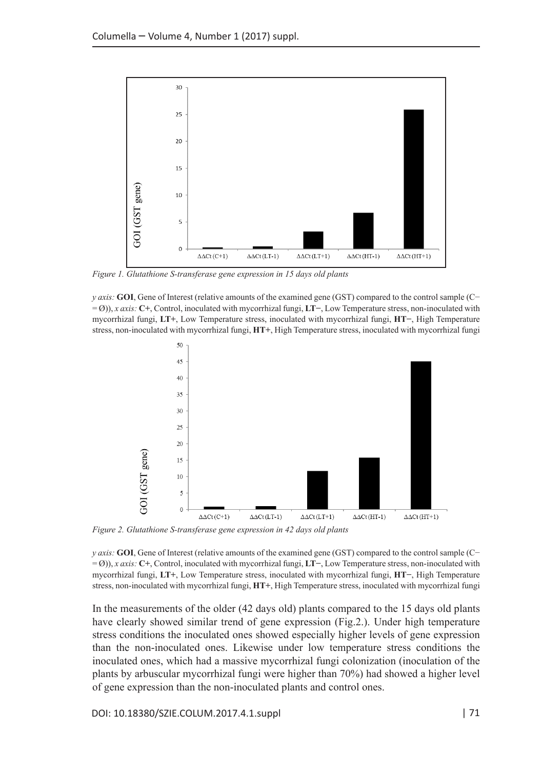*Figure 1. Glutathione S-transferase gene expression in 15 days old plants*

*y axis:* **GOI**, Gene of Interest (relative amounts of the examined gene (GST) compared to the control sample (C− = Ø)), *x axis:* **C+**, Control, inoculated with mycorrhizal fungi, **LT−**, Low Temperature stress, non-inoculated with mycorrhizal fungi, **LT+**, Low Temperature stress, inoculated with mycorrhizal fungi, **HT−**, High Temperature stress, non-inoculated with mycorrhizal fungi, **HT+**, High Temperature stress, inoculated with mycorrhizal fungi

*Figure 2. Glutathione S-transferase gene expression in 42 days old plants*

*y axis:* **GOI**, Gene of Interest (relative amounts of the examined gene (GST) compared to the control sample (C− = Ø)), *x axis:* **C+**, Control, inoculated with mycorrhizal fungi, **LT−**, Low Temperature stress, non-inoculated with mycorrhizal fungi, **LT+**, Low Temperature stress, inoculated with mycorrhizal fungi, **HT−**, High Temperature stress, non-inoculated with mycorrhizal fungi, **HT+**, High Temperature stress, inoculated with mycorrhizal fungi

In the measurements of the older (42 days old) plants compared to the 15 days old plants have clearly showed similar trend of gene expression (Fig.2.). Under high temperature stress conditions the inoculated ones showed especially higher levels of gene expression than the non-inoculated ones. Likewise under low temperature stress conditions the inoculated ones, which had a massive mycorrhizal fungi colonization (inoculation of the plants by arbuscular mycorrhizal fungi were higher than 70%) had showed a higher level of gene expression than the non-inoculated plants and control ones.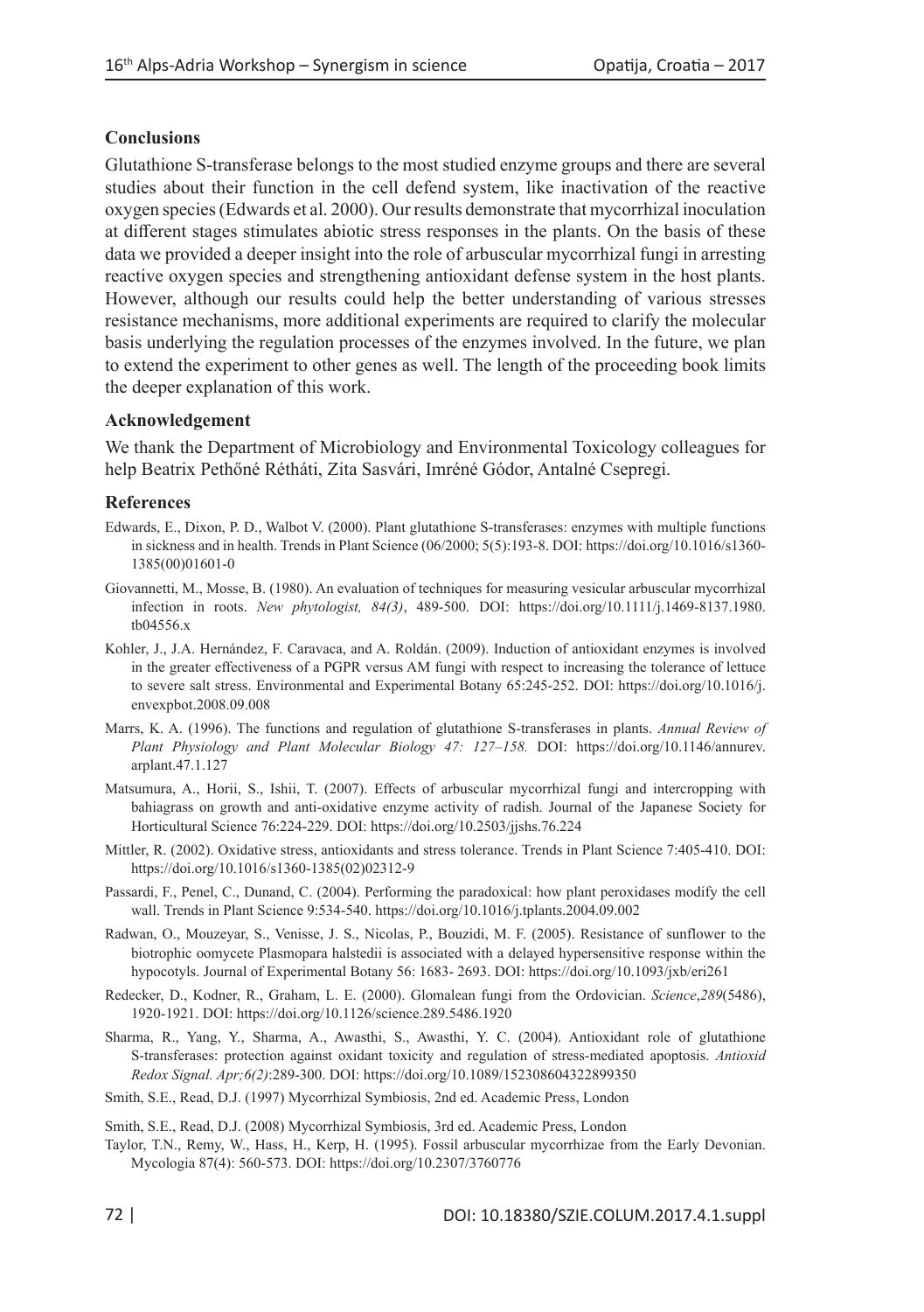## Conclusions

Glutathione S-transferase belongs to the most studied enzyme groups and there are several studies about their function in the cell defend system, like inactivation of the reactive oxygen species (Edwards et al. 2000). Our results demonstrate that mycorrhizal inoculation at different stages stimulates abiotic stress responses in the plants. On the basis of these data we provided a deeper insight into the role of arbuscular mycorrhizal fungi in arresting reactive oxygen species and strengthening antioxidant defense system in the host plants. However, although our results could help the better understanding of various stresses resistance mechanisms, more additional experiments are required to clarify the molecular basis underlying the regulation processes of the enzymes involved. In the future, we plan to extend the experiment to other genes as well. The length of the proceeding book limits the deeper explanation of this work.

## Acknowledgement

We thank the Department of Microbiology and Environmental Toxicology colleagues for help Beatrix Pethőné Rétháti, Zita Sasvári, Imréné Gódor, Antalné Csepregi.

## References

Edwards, E., Dixon, P. D., Walbot V. (2000). Plant glutathione S-transferases: enzymes with multiple functions in sickness and in health. Trends in Plant Science (06/2000; 5(5):193-8. DOI: https://doi.org/10.1016/s1360-1385(00)01601-0

Giovannetti, M., Mosse, B. (1980). An evaluation of techniques for measuring vesicular arbuscular mycorrhizal infection in roots. *New phytologist, 84(3)*, 489-500. DOI: https://doi.org/10.1111/j.1469-8137.1980.tb04556.x

Kohler, J., J.A. Hernández, F. Caravaca, and A. Roldán. (2009). Induction of antioxidant enzymes is involved in the greater effectiveness of a PGPR versus AM fungi with respect to increasing the tolerance of lettuce to severe salt stress. Environmental and Experimental Botany 65:245-252. DOI: https://doi.org/10.1016/j.envexpbot.2008.09.008

Marrs, K. A. (1996). The functions and regulation of glutathione S-transferases in plants. *Annual Review of Plant Physiology and Plant Molecular Biology 47: 127–158.* DOI: https://doi.org/10.1146/annurev.arplant.47.1.127

Matsumura, A., Horii, S., Ishii, T. (2007). Effects of arbuscular mycorrhizal fungi and intercropping with bahiagrass on growth and anti-oxidative enzyme activity of radish. Journal of the Japanese Society for Horticultural Science 76:224-229. DOI: https://doi.org/10.2503/jjshs.76.224

Mittler, R. (2002). Oxidative stress, antioxidants and stress tolerance. Trends in Plant Science 7:405-410. DOI: https://doi.org/10.1016/s1360-1385(02)02312-9

Passardi, F., Penel, C., Dunand, C. (2004). Performing the paradoxical: how plant peroxidases modify the cell wall. Trends in Plant Science 9:534-540. https://doi.org/10.1016/j.tplants.2004.09.002

Radwan, O., Mouzeyar, S., Venisse, J. S., Nicolas, P., Bouzidi, M. F. (2005). Resistance of sunflower to the biotrophic oomycete Plasmopara halstedii is associated with a delayed hypersensitive response within the hypocotyls. Journal of Experimental Botany 56: 1683- 2693. DOI: https://doi.org/10.1093/jxb/eri261

Redecker, D., Kodner, R., Graham, L. E. (2000). Glomalean fungi from the Ordovician. *Science*,*289*(5486), 1920-1921. DOI: https://doi.org/10.1126/science.289.5486.1920

Sharma, R., Yang, Y., Sharma, A., Awasthi, S., Awasthi, Y. C. (2004). Antioxidant role of glutathione S-transferases: protection against oxidant toxicity and regulation of stress-mediated apoptosis. *Antioxid Redox Signal. Apr;6(2)*:289-300. DOI: https://doi.org/10.1089/152308604322899350

Smith, S.E., Read, D.J. (1997) Mycorrhizal Symbiosis, 2nd ed. Academic Press, London

Smith, S.E., Read, D.J. (2008) Mycorrhizal Symbiosis, 3rd ed. Academic Press, London

Taylor, T.N., Remy, W., Hass, H., Kerp, H. (1995). Fossil arbuscular mycorrhizae from the Early Devonian. Mycologia 87(4): 560-573. DOI: https://doi.org/10.2307/3760776